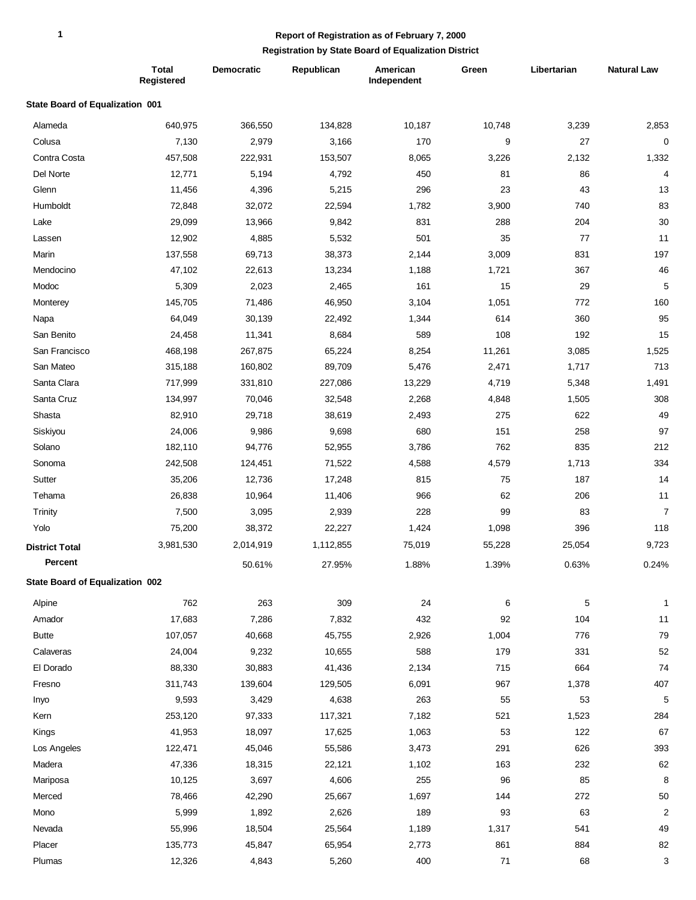**Report of Registration as of February 7, 2000**

**Registration by State Board of Equalization District**

| | Total Registered | Democratic | Republican | American Independent | Green | Libertarian | Natural Law |
|---|---|---|---|---|---|---|---|
| **State Board of Equalization 001** | | | | | | | |
| Alameda | 640,975 | 366,550 | 134,828 | 10,187 | 10,748 | 3,239 | 2,853 |
| Colusa | 7,130 | 2,979 | 3,166 | 170 | 9 | 27 | 0 |
| Contra Costa | 457,508 | 222,931 | 153,507 | 8,065 | 3,226 | 2,132 | 1,332 |
| Del Norte | 12,771 | 5,194 | 4,792 | 450 | 81 | 86 | 4 |
| Glenn | 11,456 | 4,396 | 5,215 | 296 | 23 | 43 | 13 |
| Humboldt | 72,848 | 32,072 | 22,594 | 1,782 | 3,900 | 740 | 83 |
| Lake | 29,099 | 13,966 | 9,842 | 831 | 288 | 204 | 30 |
| Lassen | 12,902 | 4,885 | 5,532 | 501 | 35 | 77 | 11 |
| Marin | 137,558 | 69,713 | 38,373 | 2,144 | 3,009 | 831 | 197 |
| Mendocino | 47,102 | 22,613 | 13,234 | 1,188 | 1,721 | 367 | 46 |
| Modoc | 5,309 | 2,023 | 2,465 | 161 | 15 | 29 | 5 |
| Monterey | 145,705 | 71,486 | 46,950 | 3,104 | 1,051 | 772 | 160 |
| Napa | 64,049 | 30,139 | 22,492 | 1,344 | 614 | 360 | 95 |
| San Benito | 24,458 | 11,341 | 8,684 | 589 | 108 | 192 | 15 |
| San Francisco | 468,198 | 267,875 | 65,224 | 8,254 | 11,261 | 3,085 | 1,525 |
| San Mateo | 315,188 | 160,802 | 89,709 | 5,476 | 2,471 | 1,717 | 713 |
| Santa Clara | 717,999 | 331,810 | 227,086 | 13,229 | 4,719 | 5,348 | 1,491 |
| Santa Cruz | 134,997 | 70,046 | 32,548 | 2,268 | 4,848 | 1,505 | 308 |
| Shasta | 82,910 | 29,718 | 38,619 | 2,493 | 275 | 622 | 49 |
| Siskiyou | 24,006 | 9,986 | 9,698 | 680 | 151 | 258 | 97 |
| Solano | 182,110 | 94,776 | 52,955 | 3,786 | 762 | 835 | 212 |
| Sonoma | 242,508 | 124,451 | 71,522 | 4,588 | 4,579 | 1,713 | 334 |
| Sutter | 35,206 | 12,736 | 17,248 | 815 | 75 | 187 | 14 |
| Tehama | 26,838 | 10,964 | 11,406 | 966 | 62 | 206 | 11 |
| Trinity | 7,500 | 3,095 | 2,939 | 228 | 99 | 83 | 7 |
| Yolo | 75,200 | 38,372 | 22,227 | 1,424 | 1,098 | 396 | 118 |
| **District Total** | 3,981,530 | 2,014,919 | 1,112,855 | 75,019 | 55,228 | 25,054 | 9,723 |
| **Percent** | | 50.61% | 27.95% | 1.88% | 1.39% | 0.63% | 0.24% |
| **State Board of Equalization 002** | | | | | | | |
| Alpine | 762 | 263 | 309 | 24 | 6 | 5 | 1 |
| Amador | 17,683 | 7,286 | 7,832 | 432 | 92 | 104 | 11 |
| Butte | 107,057 | 40,668 | 45,755 | 2,926 | 1,004 | 776 | 79 |
| Calaveras | 24,004 | 9,232 | 10,655 | 588 | 179 | 331 | 52 |
| El Dorado | 88,330 | 30,883 | 41,436 | 2,134 | 715 | 664 | 74 |
| Fresno | 311,743 | 139,604 | 129,505 | 6,091 | 967 | 1,378 | 407 |
| Inyo | 9,593 | 3,429 | 4,638 | 263 | 55 | 53 | 5 |
| Kern | 253,120 | 97,333 | 117,321 | 7,182 | 521 | 1,523 | 284 |
| Kings | 41,953 | 18,097 | 17,625 | 1,063 | 53 | 122 | 67 |
| Los Angeles | 122,471 | 45,046 | 55,586 | 3,473 | 291 | 626 | 393 |
| Madera | 47,336 | 18,315 | 22,121 | 1,102 | 163 | 232 | 62 |
| Mariposa | 10,125 | 3,697 | 4,606 | 255 | 96 | 85 | 8 |
| Merced | 78,466 | 42,290 | 25,667 | 1,697 | 144 | 272 | 50 |
| Mono | 5,999 | 1,892 | 2,626 | 189 | 93 | 63 | 2 |
| Nevada | 55,996 | 18,504 | 25,564 | 1,189 | 1,317 | 541 | 49 |
| Placer | 135,773 | 45,847 | 65,954 | 2,773 | 861 | 884 | 82 |
| Plumas | 12,326 | 4,843 | 5,260 | 400 | 71 | 68 | 3 |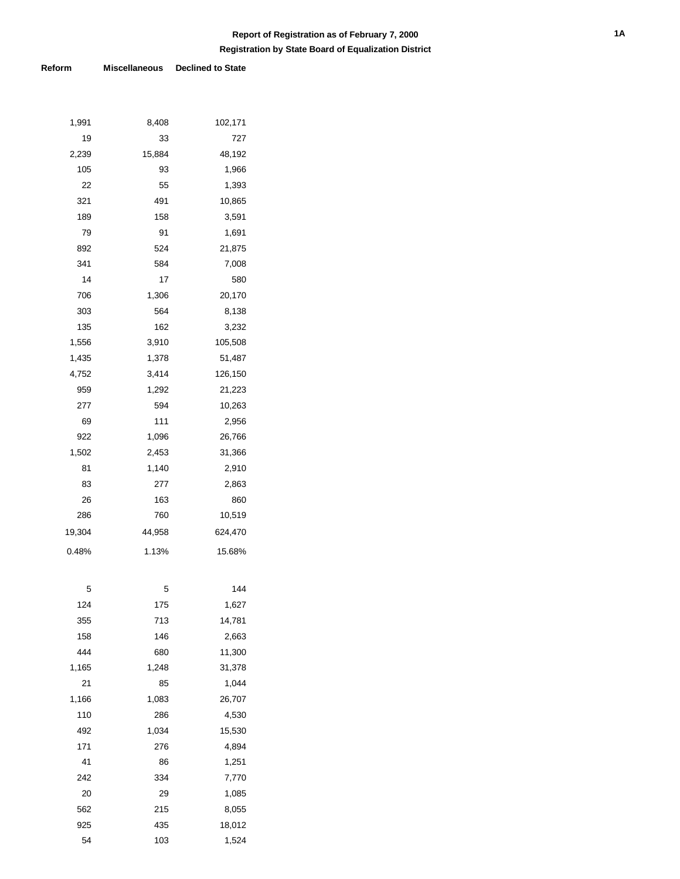**Report of Registration as of February 7, 2000**

**Registration by State Board of Equalization District**

| Reform | Miscellaneous | Declined to State |
|---|---|---|
| | | |
| 1,991 | 8,408 | 102,171 |
| 19 | 33 | 727 |
| 2,239 | 15,884 | 48,192 |
| 105 | 93 | 1,966 |
| 22 | 55 | 1,393 |
| 321 | 491 | 10,865 |
| 189 | 158 | 3,591 |
| 79 | 91 | 1,691 |
| 892 | 524 | 21,875 |
| 341 | 584 | 7,008 |
| 14 | 17 | 580 |
| 706 | 1,306 | 20,170 |
| 303 | 564 | 8,138 |
| 135 | 162 | 3,232 |
| 1,556 | 3,910 | 105,508 |
| 1,435 | 1,378 | 51,487 |
| 4,752 | 3,414 | 126,150 |
| 959 | 1,292 | 21,223 |
| 277 | 594 | 10,263 |
| 69 | 111 | 2,956 |
| 922 | 1,096 | 26,766 |
| 1,502 | 2,453 | 31,366 |
| 81 | 1,140 | 2,910 |
| 83 | 277 | 2,863 |
| 26 | 163 | 860 |
| 286 | 760 | 10,519 |
| 19,304 | 44,958 | 624,470 |
| 0.48% | 1.13% | 15.68% |
| | | |
| 5 | 5 | 144 |
| 124 | 175 | 1,627 |
| 355 | 713 | 14,781 |
| 158 | 146 | 2,663 |
| 444 | 680 | 11,300 |
| 1,165 | 1,248 | 31,378 |
| 21 | 85 | 1,044 |
| 1,166 | 1,083 | 26,707 |
| 110 | 286 | 4,530 |
| 492 | 1,034 | 15,530 |
| 171 | 276 | 4,894 |
| 41 | 86 | 1,251 |
| 242 | 334 | 7,770 |
| 20 | 29 | 1,085 |
| 562 | 215 | 8,055 |
| 925 | 435 | 18,012 |
| 54 | 103 | 1,524 |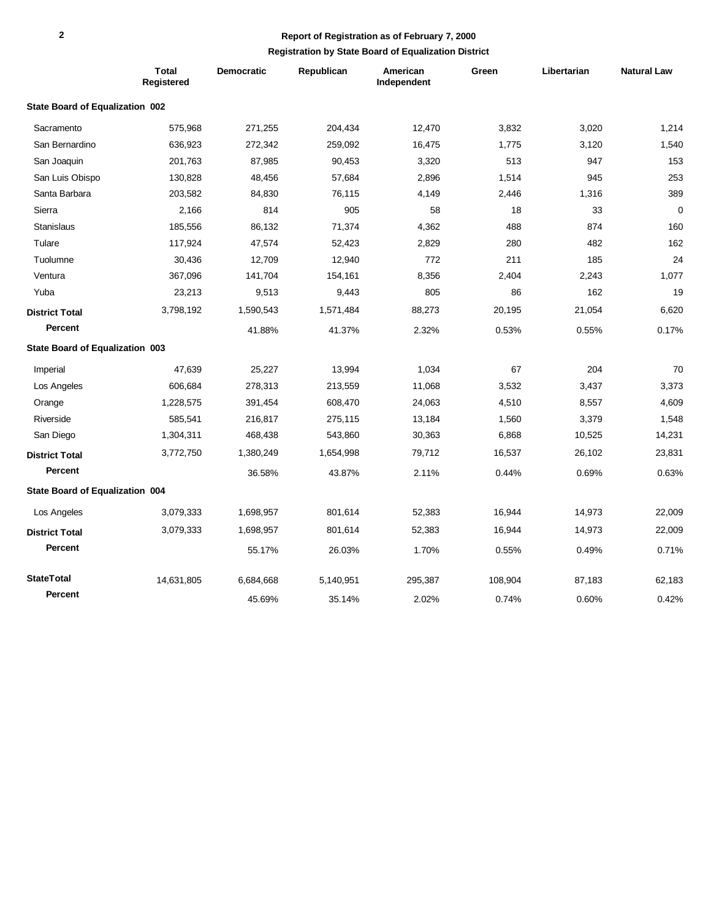## Report of Registration as of February 7, 2000

### Registration by State Board of Equalization District

| | Total Registered | Democratic | Republican | American Independent | Green | Libertarian | Natural Law |
|---|---|---|---|---|---|---|---|
| **State Board of Equalization 002** | | | | | | | |
| Sacramento | 575,968 | 271,255 | 204,434 | 12,470 | 3,832 | 3,020 | 1,214 |
| San Bernardino | 636,923 | 272,342 | 259,092 | 16,475 | 1,775 | 3,120 | 1,540 |
| San Joaquin | 201,763 | 87,985 | 90,453 | 3,320 | 513 | 947 | 153 |
| San Luis Obispo | 130,828 | 48,456 | 57,684 | 2,896 | 1,514 | 945 | 253 |
| Santa Barbara | 203,582 | 84,830 | 76,115 | 4,149 | 2,446 | 1,316 | 389 |
| Sierra | 2,166 | 814 | 905 | 58 | 18 | 33 | 0 |
| Stanislaus | 185,556 | 86,132 | 71,374 | 4,362 | 488 | 874 | 160 |
| Tulare | 117,924 | 47,574 | 52,423 | 2,829 | 280 | 482 | 162 |
| Tuolumne | 30,436 | 12,709 | 12,940 | 772 | 211 | 185 | 24 |
| Ventura | 367,096 | 141,704 | 154,161 | 8,356 | 2,404 | 2,243 | 1,077 |
| Yuba | 23,213 | 9,513 | 9,443 | 805 | 86 | 162 | 19 |
| **District Total** | 3,798,192 | 1,590,543 | 1,571,484 | 88,273 | 20,195 | 21,054 | 6,620 |
| **Percent** | | 41.88% | 41.37% | 2.32% | 0.53% | 0.55% | 0.17% |
| **State Board of Equalization 003** | | | | | | | |
| Imperial | 47,639 | 25,227 | 13,994 | 1,034 | 67 | 204 | 70 |
| Los Angeles | 606,684 | 278,313 | 213,559 | 11,068 | 3,532 | 3,437 | 3,373 |
| Orange | 1,228,575 | 391,454 | 608,470 | 24,063 | 4,510 | 8,557 | 4,609 |
| Riverside | 585,541 | 216,817 | 275,115 | 13,184 | 1,560 | 3,379 | 1,548 |
| San Diego | 1,304,311 | 468,438 | 543,860 | 30,363 | 6,868 | 10,525 | 14,231 |
| **District Total** | 3,772,750 | 1,380,249 | 1,654,998 | 79,712 | 16,537 | 26,102 | 23,831 |
| **Percent** | | 36.58% | 43.87% | 2.11% | 0.44% | 0.69% | 0.63% |
| **State Board of Equalization 004** | | | | | | | |
| Los Angeles | 3,079,333 | 1,698,957 | 801,614 | 52,383 | 16,944 | 14,973 | 22,009 |
| **District Total** | 3,079,333 | 1,698,957 | 801,614 | 52,383 | 16,944 | 14,973 | 22,009 |
| **Percent** | | 55.17% | 26.03% | 1.70% | 0.55% | 0.49% | 0.71% |
| **StateTotal** | 14,631,805 | 6,684,668 | 5,140,951 | 295,387 | 108,904 | 87,183 | 62,183 |
| **Percent** | | 45.69% | 35.14% | 2.02% | 0.74% | 0.60% | 0.42% |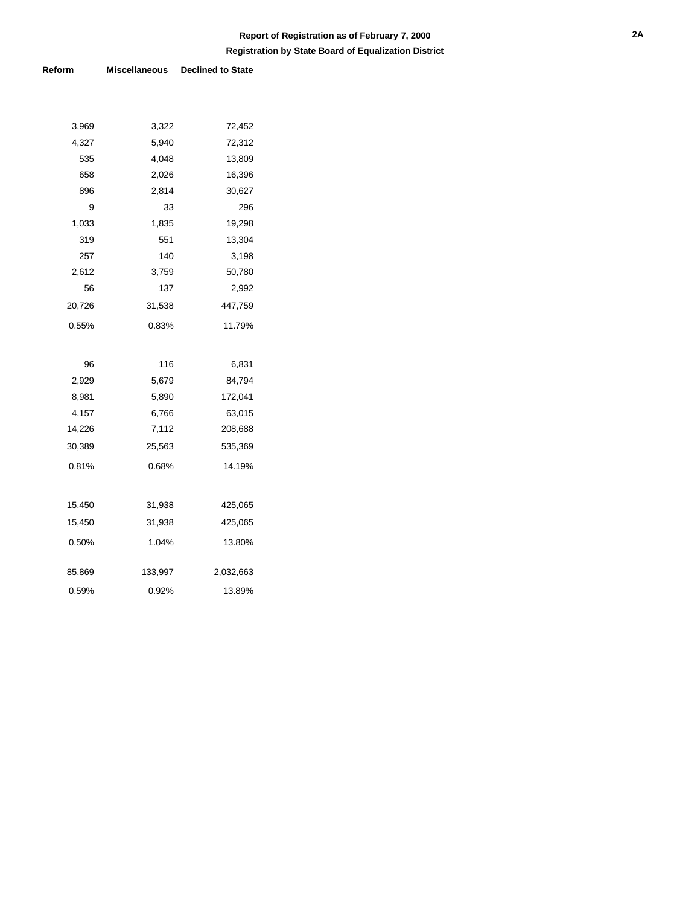**Report of Registration as of February 7, 2000**

**Registration by State Board of Equalization District**

| Reform | Miscellaneous | Declined to State |
|---|---|---|
| 3,969 | 3,322 | 72,452 |
| 4,327 | 5,940 | 72,312 |
| 535 | 4,048 | 13,809 |
| 658 | 2,026 | 16,396 |
| 896 | 2,814 | 30,627 |
| 9 | 33 | 296 |
| 1,033 | 1,835 | 19,298 |
| 319 | 551 | 13,304 |
| 257 | 140 | 3,198 |
| 2,612 | 3,759 | 50,780 |
| 56 | 137 | 2,992 |
| 20,726 | 31,538 | 447,759 |
| 0.55% | 0.83% | 11.79% |
| | | |
| 96 | 116 | 6,831 |
| 2,929 | 5,679 | 84,794 |
| 8,981 | 5,890 | 172,041 |
| 4,157 | 6,766 | 63,015 |
| 14,226 | 7,112 | 208,688 |
| 30,389 | 25,563 | 535,369 |
| 0.81% | 0.68% | 14.19% |
| | | |
| 15,450 | 31,938 | 425,065 |
| 15,450 | 31,938 | 425,065 |
| 0.50% | 1.04% | 13.80% |
| | | |
| 85,869 | 133,997 | 2,032,663 |
| 0.59% | 0.92% | 13.89% |